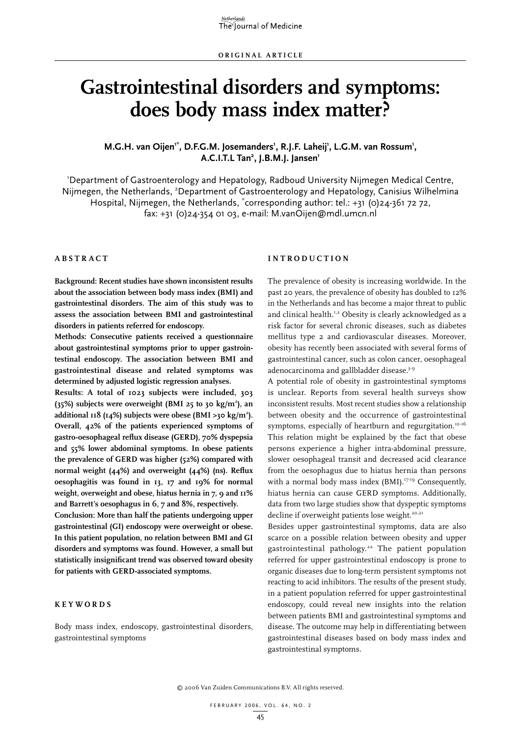ORIGINAL ARTICLE

# Gastrointestinal disorders and symptoms: does body mass index matter?

**M.G.H. van Oijen[1*], D.F.G.M. Josemanders[1], R.J.F. Laheij[1], L.G.M. van Rossum[1], A.C.I.T.L Tan[2], J.B.M.J. Jansen[1]**

[1]Department of Gastroenterology and Hepatology, Radboud University Nijmegen Medical Centre, Nijmegen, the Netherlands, [2]Department of Gastroenterology and Hepatology, Canisius Wilhelmina Hospital, Nijmegen, the Netherlands, [*]corresponding author: tel.: +31 (0)24-361 72 72, fax: +31 (0)24-354 01 03, e-mail: M.vanOijen@mdl.umcn.nl

## ABSTRACT

**Background: Recent studies have shown inconsistent results about the association between body mass index (BMI) and gastrointestinal disorders. The aim of this study was to assess the association between BMI and gastrointestinal disorders in patients referred for endoscopy.**

**Methods: Consecutive patients received a questionnaire about gastrointestinal symptoms prior to upper gastrointestinal endoscopy. The association between BMI and gastrointestinal disease and related symptoms was determined by adjusted logistic regression analyses.**

**Results: A total of 1023 subjects were included, 303 (35%) subjects were overweight (BMI 25 to 30 kg/m$^2$), an additional 118 (14%) subjects were obese (BMI >30 kg/m$^2$). Overall, 42% of the patients experienced symptoms of gastro-oesophageal reflux disease (GERD), 70% dyspepsia and 55% lower abdominal symptoms. In obese patients the prevalence of GERD was higher (52%) compared with normal weight (44%) and overweight (44%) (ns). Reflux oesophagitis was found in 13, 17 and 19% for normal weight, overweight and obese, hiatus hernia in 7, 9 and 11% and Barrett's oesophagus in 6, 7 and 8%, respectively.**

**Conclusion: More than half the patients undergoing upper gastrointestinal (GI) endoscopy were overweight or obese. In this patient population, no relation between BMI and GI disorders and symptoms was found. However, a small but statistically insignificant trend was observed toward obesity for patients with GERD-associated symptoms.**

## KEYWORDS

Body mass index, endoscopy, gastrointestinal disorders, gastrointestinal symptoms

## INTRODUCTION

The prevalence of obesity is increasing worldwide. In the past 20 years, the prevalence of obesity has doubled to 12% in the Netherlands and has become a major threat to public and clinical health.[1,2] Obesity is clearly acknowledged as a risk factor for several chronic diseases, such as diabetes mellitus type 2 and cardiovascular diseases. Moreover, obesity has recently been associated with several forms of gastrointestinal cancer, such as colon cancer, oesophageal adenocarcinoma and gallbladder disease.[3-9]

A potential role of obesity in gastrointestinal symptoms is unclear. Reports from several health surveys show inconsistent results. Most recent studies show a relationship between obesity and the occurrence of gastrointestinal symptoms, especially of heartburn and regurgitation.[10-16] This relation might be explained by the fact that obese persons experience a higher intra-abdominal pressure, slower oesophageal transit and decreased acid clearance from the oesophagus due to hiatus hernia than persons with a normal body mass index (BMI).[17-19] Consequently, hiatus hernia can cause GERD symptoms. Additionally, data from two large studies show that dyspeptic symptoms decline if overweight patients lose weight.[20,21]

Besides upper gastrointestinal symptoms, data are also scarce on a possible relation between obesity and upper gastrointestinal pathology.[22] The patient population referred for upper gastrointestinal endoscopy is prone to organic diseases due to long-term persistent symptoms not reacting to acid inhibitors. The results of the present study, in a patient population referred for upper gastrointestinal endoscopy, could reveal new insights into the relation between patients BMI and gastrointestinal symptoms and disease. The outcome may help in differentiating between gastrointestinal diseases based on body mass index and gastrointestinal symptoms.

© 2006 Van Zuiden Communications B.V. All rights reserved.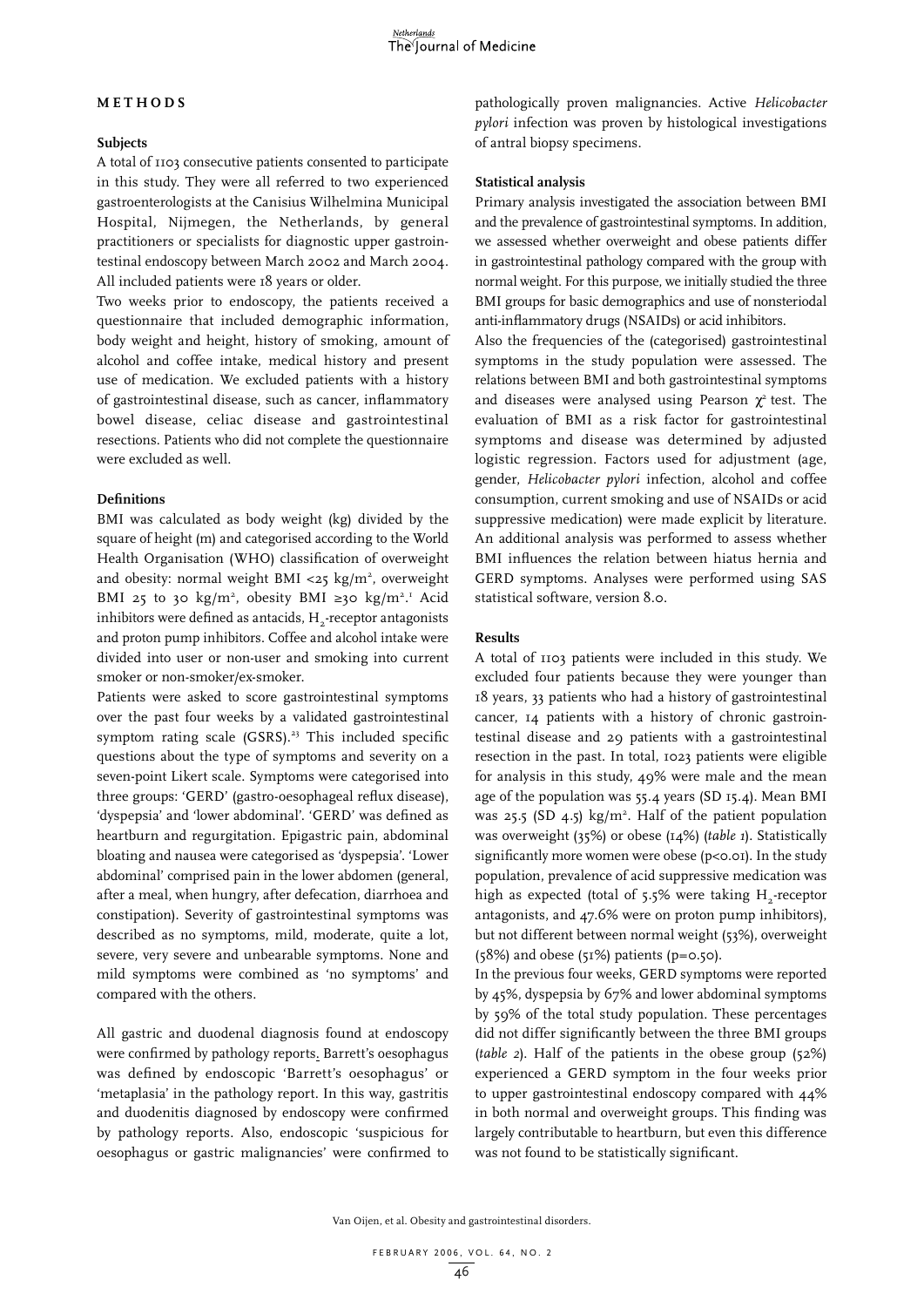## METHODS

### Subjects

A total of 1103 consecutive patients consented to participate in this study. They were all referred to two experienced gastroenterologists at the Canisius Wilhelmina Municipal Hospital, Nijmegen, the Netherlands, by general practitioners or specialists for diagnostic upper gastrointestinal endoscopy between March 2002 and March 2004. All included patients were 18 years or older.

Two weeks prior to endoscopy, the patients received a questionnaire that included demographic information, body weight and height, history of smoking, amount of alcohol and coffee intake, medical history and present use of medication. We excluded patients with a history of gastrointestinal disease, such as cancer, inflammatory bowel disease, celiac disease and gastrointestinal resections. Patients who did not complete the questionnaire were excluded as well.

### Definitions

BMI was calculated as body weight (kg) divided by the square of height (m) and categorised according to the World Health Organisation (WHO) classification of overweight and obesity: normal weight BMI <25 kg/m$^2$, overweight BMI 25 to 30 kg/m$^2$, obesity BMI ≥30 kg/m$^2$.[1] Acid inhibitors were defined as antacids, $H_2$-receptor antagonists and proton pump inhibitors. Coffee and alcohol intake were divided into user or non-user and smoking into current smoker or non-smoker/ex-smoker.

Patients were asked to score gastrointestinal symptoms over the past four weeks by a validated gastrointestinal symptom rating scale (GSRS).[23] This included specific questions about the type of symptoms and severity on a seven-point Likert scale. Symptoms were categorised into three groups: 'GERD' (gastro-oesophageal reflux disease), 'dyspepsia' and 'lower abdominal'. 'GERD' was defined as heartburn and regurgitation. Epigastric pain, abdominal bloating and nausea were categorised as 'dyspepsia'. 'Lower abdominal' comprised pain in the lower abdomen (general, after a meal, when hungry, after defecation, diarrhoea and constipation). Severity of gastrointestinal symptoms was described as no symptoms, mild, moderate, quite a lot, severe, very severe and unbearable symptoms. None and mild symptoms were combined as 'no symptoms' and compared with the others.

All gastric and duodenal diagnosis found at endoscopy were confirmed by pathology reports. Barrett's oesophagus was defined by endoscopic 'Barrett's oesophagus' or 'metaplasia' in the pathology report. In this way, gastritis and duodenitis diagnosed by endoscopy were confirmed by pathology reports. Also, endoscopic 'suspicious for oesophagus or gastric malignancies' were confirmed to pathologically proven malignancies. Active *Helicobacter pylori* infection was proven by histological investigations of antral biopsy specimens.

### Statistical analysis

Primary analysis investigated the association between BMI and the prevalence of gastrointestinal symptoms. In addition, we assessed whether overweight and obese patients differ in gastrointestinal pathology compared with the group with normal weight. For this purpose, we initially studied the three BMI groups for basic demographics and use of nonsteriodal anti-inflammatory drugs (NSAIDs) or acid inhibitors.

Also the frequencies of the (categorised) gastrointestinal symptoms in the study population were assessed. The relations between BMI and both gastrointestinal symptoms and diseases were analysed using Pearson $\chi^2$ test. The evaluation of BMI as a risk factor for gastrointestinal symptoms and disease was determined by adjusted logistic regression. Factors used for adjustment (age, gender, *Helicobacter pylori* infection, alcohol and coffee consumption, current smoking and use of NSAIDs or acid suppressive medication) were made explicit by literature. An additional analysis was performed to assess whether BMI influences the relation between hiatus hernia and GERD symptoms. Analyses were performed using SAS statistical software, version 8.0.

### Results

A total of 1103 patients were included in this study. We excluded four patients because they were younger than 18 years, 33 patients who had a history of gastrointestinal cancer, 14 patients with a history of chronic gastrointestinal disease and 29 patients with a gastrointestinal resection in the past. In total, 1023 patients were eligible for analysis in this study, 49% were male and the mean age of the population was 55.4 years (SD 15.4). Mean BMI was 25.5 (SD 4.5) kg/m$^2$. Half of the patient population was overweight (35%) or obese (14%) (*table 1*). Statistically significantly more women were obese ($p<0.01$). In the study population, prevalence of acid suppressive medication was high as expected (total of 5.5% were taking $H_2$-receptor antagonists, and 47.6% were on proton pump inhibitors), but not different between normal weight (53%), overweight (58%) and obese (51%) patients ($p=0.50$).

In the previous four weeks, GERD symptoms were reported by 45%, dyspepsia by 67% and lower abdominal symptoms by 59% of the total study population. These percentages did not differ significantly between the three BMI groups (*table 2*). Half of the patients in the obese group (52%) experienced a GERD symptom in the four weeks prior to upper gastrointestinal endoscopy compared with 44% in both normal and overweight groups. This finding was largely contributable to heartburn, but even this difference was not found to be statistically significant.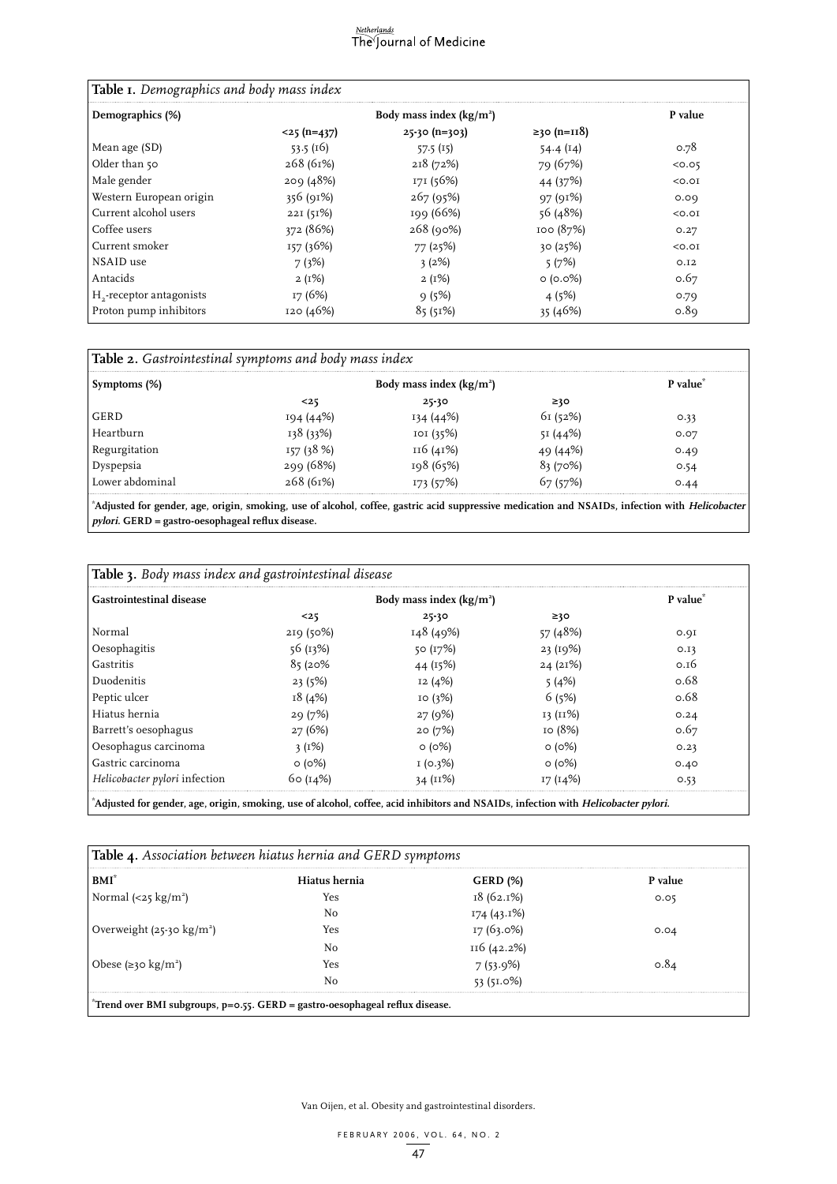**Table 1.** *Demographics and body mass index*

| Demographics (%) | Body mass index (kg/m$^2$) | | | P value |
|---|---|---|---|---|
| | <25 (n=437) | 25-30 (n=303) | ≥30 (n=118) | |
| Mean age (SD) | 53.5 (16) | 57.5 (15) | 54.4 (14) | 0.78 |
| Older than 50 | 268 (61%) | 218 (72%) | 79 (67%) | <0.05 |
| Male gender | 209 (48%) | 171 (56%) | 44 (37%) | <0.01 |
| Western European origin | 356 (91%) | 267 (95%) | 97 (91%) | 0.09 |
| Current alcohol users | 221 (51%) | 199 (66%) | 56 (48%) | <0.01 |
| Coffee users | 372 (86%) | 268 (90%) | 100 (87%) | 0.27 |
| Current smoker | 157 (36%) | 77 (25%) | 30 (25%) | <0.01 |
| NSAID use | 7 (3%) | 3 (2%) | 5 (7%) | 0.12 |
| Antacids | 2 (1%) | 2 (1%) | 0 (0.0%) | 0.67 |
| $H_2$-receptor antagonists | 17 (6%) | 9 (5%) | 4 (5%) | 0.79 |
| Proton pump inhibitors | 120 (46%) | 85 (51%) | 35 (46%) | 0.89 |

**Table 2.** *Gastrointestinal symptoms and body mass index*

| Symptoms (%) | Body mass index (kg/m$^2$) | | | P value* |
|---|---|---|---|---|
| | <25 | 25-30 | ≥30 | |
| GERD | 194 (44%) | 134 (44%) | 61 (52%) | 0.33 |
| Heartburn | 138 (33%) | 101 (35%) | 51 (44%) | 0.07 |
| Regurgitation | 157 (38 %) | 116 (41%) | 49 (44%) | 0.49 |
| Dyspepsia | 299 (68%) | 198 (65%) | 83 (70%) | 0.54 |
| Lower abdominal | 268 (61%) | 173 (57%) | 67 (57%) | 0.44 |

*Adjusted for gender, age, origin, smoking, use of alcohol, coffee, gastric acid suppressive medication and NSAIDs, infection with *Helicobacter pylori*. GERD = gastro-oesophageal reflux disease.

**Table 3.** *Body mass index and gastrointestinal disease*

| Gastrointestinal disease | Body mass index (kg/m$^2$) | | | P value* |
|---|---|---|---|---|
| | <25 | 25-30 | ≥30 | |
| Normal | 219 (50%) | 148 (49%) | 57 (48%) | 0.91 |
| Oesophagitis | 56 (13%) | 50 (17%) | 23 (19%) | 0.13 |
| Gastritis | 85 (20% | 44 (15%) | 24 (21%) | 0.16 |
| Duodenitis | 23 (5%) | 12 (4%) | 5 (4%) | 0.68 |
| Peptic ulcer | 18 (4%) | 10 (3%) | 6 (5%) | 0.68 |
| Hiatus hernia | 29 (7%) | 27 (9%) | 13 (11%) | 0.24 |
| Barrett's oesophagus | 27 (6%) | 20 (7%) | 10 (8%) | 0.67 |
| Oesophagus carcinoma | 3 (1%) | 0 (0%) | 0 (0%) | 0.23 |
| Gastric carcinoma | 0 (0%) | 1 (0.3%) | 0 (0%) | 0.40 |
| *Helicobacter pylori* infection | 60 (14%) | 34 (11%) | 17 (14%) | 0.53 |

*Adjusted for gender, age, origin, smoking, use of alcohol, coffee, acid inhibitors and NSAIDs, infection with *Helicobacter pylori*.

**Table 4.** *Association between hiatus hernia and GERD symptoms*

| BMI* | Hiatus hernia | GERD (%) | P value |
|---|---|---|---|
| Normal (<25 kg/m$^2$) | Yes | 18 (62.1%) | 0.05 |
| | No | 174 (43.1%) | |
| Overweight (25-30 kg/m$^2$) | Yes | 17 (63.0%) | 0.04 |
| | No | 116 (42.2%) | |
| Obese (≥30 kg/m$^2$) | Yes | 7 (53.9%) | 0.84 |
| | No | 53 (51.0%) | |

*Trend over BMI subgroups, p=0.55. GERD = gastro-oesophageal reflux disease.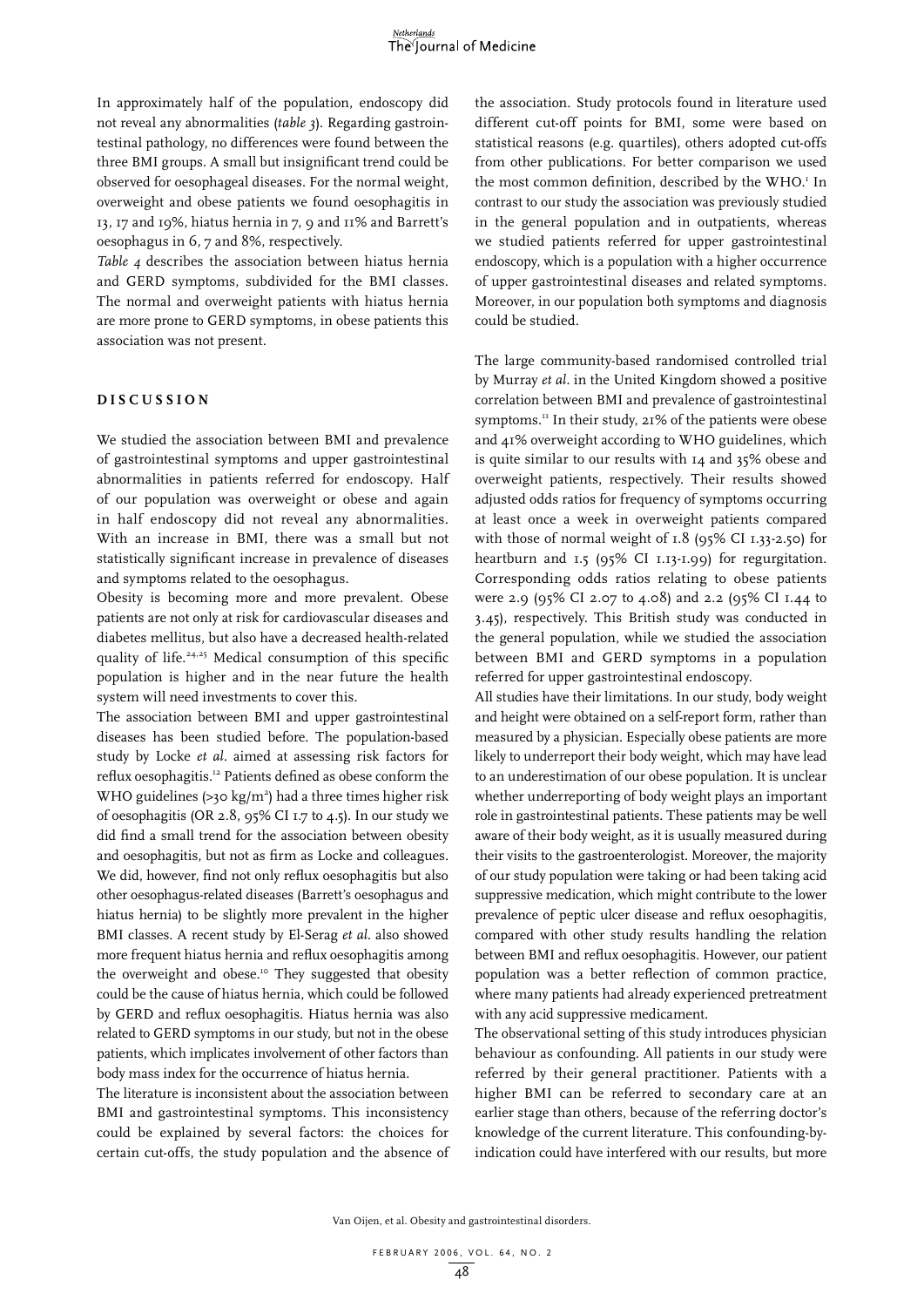In approximately half of the population, endoscopy did not reveal any abnormalities (*table 3*). Regarding gastrointestinal pathology, no differences were found between the three BMI groups. A small but insignificant trend could be observed for oesophageal diseases. For the normal weight, overweight and obese patients we found oesophagitis in 13, 17 and 19%, hiatus hernia in 7, 9 and 11% and Barrett's oesophagus in 6, 7 and 8%, respectively.

*Table 4* describes the association between hiatus hernia and GERD symptoms, subdivided for the BMI classes. The normal and overweight patients with hiatus hernia are more prone to GERD symptoms, in obese patients this association was not present.

## DISCUSSION

We studied the association between BMI and prevalence of gastrointestinal symptoms and upper gastrointestinal abnormalities in patients referred for endoscopy. Half of our population was overweight or obese and again in half endoscopy did not reveal any abnormalities. With an increase in BMI, there was a small but not statistically significant increase in prevalence of diseases and symptoms related to the oesophagus.

Obesity is becoming more and more prevalent. Obese patients are not only at risk for cardiovascular diseases and diabetes mellitus, but also have a decreased health-related quality of life.[24,25] Medical consumption of this specific population is higher and in the near future the health system will need investments to cover this.

The association between BMI and upper gastrointestinal diseases has been studied before. The population-based study by Locke *et al*. aimed at assessing risk factors for reflux oesophagitis.[12] Patients defined as obese conform the WHO guidelines (>30 kg/m$^2$) had a three times higher risk of oesophagitis (OR 2.8, 95% CI 1.7 to 4.5). In our study we did find a small trend for the association between obesity and oesophagitis, but not as firm as Locke and colleagues. We did, however, find not only reflux oesophagitis but also other oesophagus-related diseases (Barrett's oesophagus and hiatus hernia) to be slightly more prevalent in the higher BMI classes. A recent study by El-Serag *et al*. also showed more frequent hiatus hernia and reflux oesophagitis among the overweight and obese.[10] They suggested that obesity could be the cause of hiatus hernia, which could be followed by GERD and reflux oesophagitis. Hiatus hernia was also related to GERD symptoms in our study, but not in the obese patients, which implicates involvement of other factors than body mass index for the occurrence of hiatus hernia.

The literature is inconsistent about the association between BMI and gastrointestinal symptoms. This inconsistency could be explained by several factors: the choices for certain cut-offs, the study population and the absence of the association. Study protocols found in literature used different cut-off points for BMI, some were based on statistical reasons (e.g. quartiles), others adopted cut-offs from other publications. For better comparison we used the most common definition, described by the WHO.[1] In contrast to our study the association was previously studied in the general population and in outpatients, whereas we studied patients referred for upper gastrointestinal endoscopy, which is a population with a higher occurrence of upper gastrointestinal diseases and related symptoms. Moreover, in our population both symptoms and diagnosis could be studied.

The large community-based randomised controlled trial by Murray *et al*. in the United Kingdom showed a positive correlation between BMI and prevalence of gastrointestinal symptoms.[11] In their study, 21% of the patients were obese and 41% overweight according to WHO guidelines, which is quite similar to our results with 14 and 35% obese and overweight patients, respectively. Their results showed adjusted odds ratios for frequency of symptoms occurring at least once a week in overweight patients compared with those of normal weight of 1.8 (95% CI 1.33-2.50) for heartburn and 1.5 (95% CI 1.13-1.99) for regurgitation. Corresponding odds ratios relating to obese patients were 2.9 (95% CI 2.07 to 4.08) and 2.2 (95% CI 1.44 to 3.45), respectively. This British study was conducted in the general population, while we studied the association between BMI and GERD symptoms in a population referred for upper gastrointestinal endoscopy.

All studies have their limitations. In our study, body weight and height were obtained on a self-report form, rather than measured by a physician. Especially obese patients are more likely to underreport their body weight, which may have lead to an underestimation of our obese population. It is unclear whether underreporting of body weight plays an important role in gastrointestinal patients. These patients may be well aware of their body weight, as it is usually measured during their visits to the gastroenterologist. Moreover, the majority of our study population were taking or had been taking acid suppressive medication, which might contribute to the lower prevalence of peptic ulcer disease and reflux oesophagitis, compared with other study results handling the relation between BMI and reflux oesophagitis. However, our patient population was a better reflection of common practice, where many patients had already experienced pretreatment with any acid suppressive medicament.

The observational setting of this study introduces physician behaviour as confounding. All patients in our study were referred by their general practitioner. Patients with a higher BMI can be referred to secondary care at an earlier stage than others, because of the referring doctor's knowledge of the current literature. This confounding-by-indication could have interfered with our results, but more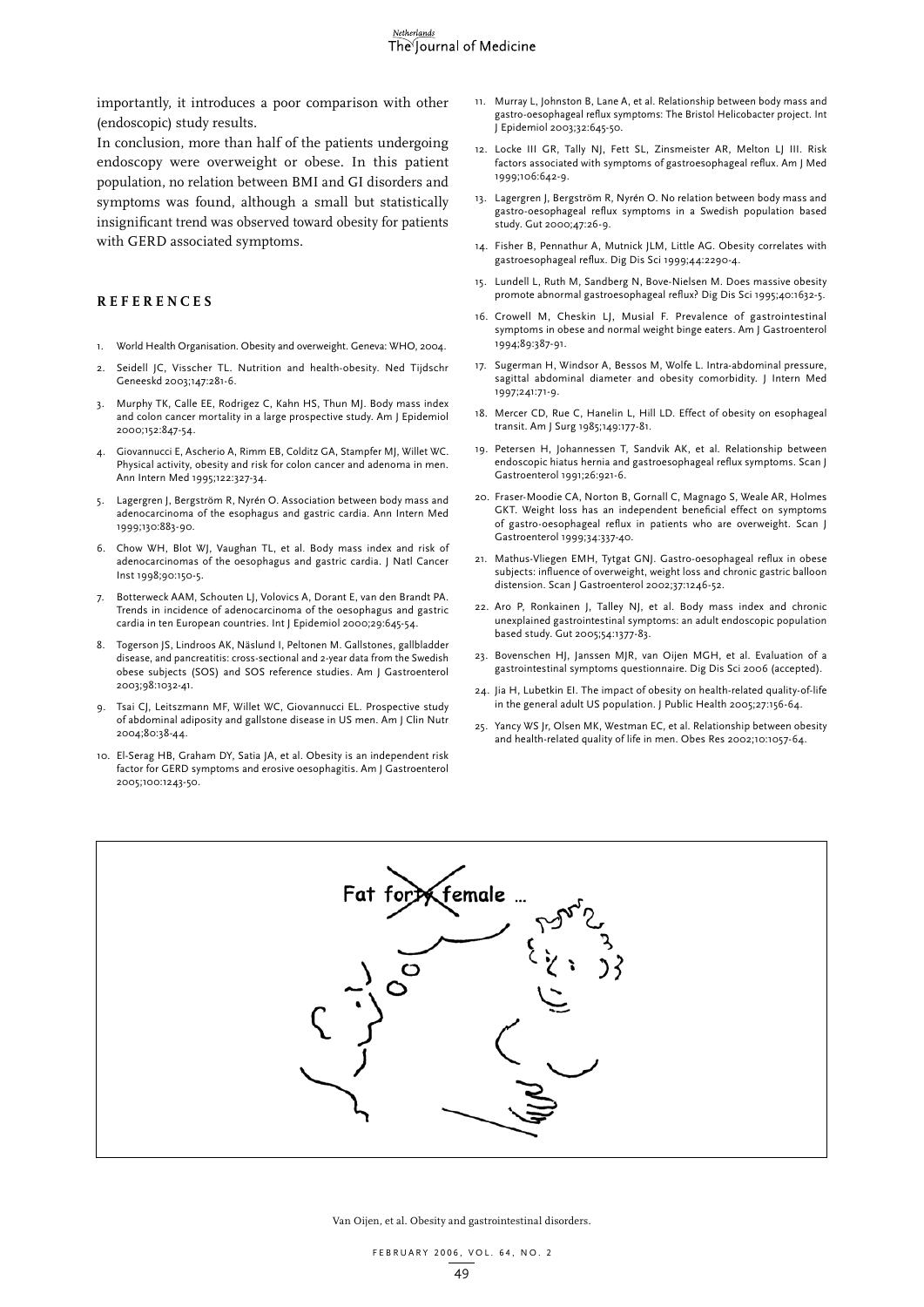importantly, it introduces a poor comparison with other (endoscopic) study results.

In conclusion, more than half of the patients undergoing endoscopy were overweight or obese. In this patient population, no relation between BMI and GI disorders and symptoms was found, although a small but statistically insignificant trend was observed toward obesity for patients with GERD associated symptoms.

## REFERENCES

1. World Health Organisation. Obesity and overweight. Geneva: WHO, 2004.
2. Seidell JC, Visscher TL. Nutrition and health-obesity. Ned Tijdschr Geneeskd 2003;147:281-6.
3. Murphy TK, Calle EE, Rodriguez C, Kahn HS, Thun MJ. Body mass index and colon cancer mortality in a large prospective study. Am J Epidemiol 2000;152:847-54.
4. Giovannucci E, Ascherio A, Rimm EB, Colditz GA, Stampfer MJ, Willet WC. Physical activity, obesity and risk for colon cancer and adenoma in men. Ann Intern Med 1995;122:327-34.
5. Lagergren J, Bergström R, Nyrén O. Association between body mass and adenocarcinoma of the esophagus and gastric cardia. Ann Intern Med 1999;130:883-90.
6. Chow WH, Blot WJ, Vaughan TL, et al. Body mass index and risk of adenocarcinomas of the oesophagus and gastric cardia. J Natl Cancer Inst 1998;90:150-5.
7. Botterweck AAM, Schouten LJ, Volovics A, Dorant E, van den Brandt PA. Trends in incidence of adenocarcinoma of the oesophagus and gastric cardia in ten European countries. Int J Epidemiol 2000;29:645-54.
8. Togerson JS, Lindroos AK, Näslund I, Peltonen M. Gallstones, gallbladder disease, and pancreatitis: cross-sectional and 2-year data from the Swedish obese subjects (SOS) and SOS reference studies. Am J Gastroenterol 2003;98:1032-41.
9. Tsai CJ, Leitzmann MF, Willet WC, Giovannucci EL. Prospective study of abdominal adiposity and gallstone disease in US men. Am J Clin Nutr 2004;80:38-44.
10. El-Serag HB, Graham DY, Satia JA, et al. Obesity is an independent risk factor for GERD symptoms and erosive oesophagitis. Am J Gastroenterol 2005;100:1243-50.
11. Murray L, Johnston B, Lane A, et al. Relationship between body mass and gastro-oesophageal reflux symptoms: The Bristol Helicobacter project. Int J Epidemiol 2003;32:645-50.
12. Locke III GR, Tally NJ, Fett SL, Zinsmeister AR, Melton LJ III. Risk factors associated with symptoms of gastroesophageal reflux. Am J Med 1999;106:642-9.
13. Lagergren J, Bergström R, Nyrén O. No relation between body mass and gastro-oesophageal reflux symptoms in a Swedish population based study. Gut 2000;47:26-9.
14. Fisher B, Pennathur A, Mutnick JLM, Little AG. Obesity correlates with gastroesophageal reflux. Dig Dis Sci 1999;44:2290-4.
15. Lundell L, Ruth M, Sandberg N, Bove-Nielsen M. Does massive obesity promote abnormal gastroesophageal reflux? Dig Dis Sci 1995;40:1632-5.
16. Crowell M, Cheskin LJ, Musial F. Prevalence of gastrointestinal symptoms in obese and normal weight binge eaters. Am J Gastroenterol 1994;89:387-91.
17. Sugerman H, Windsor A, Bessos M, Wolfe L. Intra-abdominal pressure, sagittal abdominal diameter and obesity comorbidity. J Intern Med 1997;241:71-9.
18. Mercer CD, Rue C, Hanelin L, Hill LD. Effect of obesity on esophageal transit. Am J Surg 1985;149:177-81.
19. Petersen H, Johannessen T, Sandvik AK, et al. Relationship between endoscopic hiatus hernia and gastroesophageal reflux symptoms. Scan J Gastroenterol 1991;26:921-6.
20. Fraser-Moodie CA, Norton B, Gornall C, Magnago S, Weale AR, Holmes GKT. Weight loss has an independent beneficial effect on symptoms of gastro-oesophageal reflux in patients who are overweight. Scan J Gastroenterol 1999;34:337-40.
21. Mathus-Vliegen EMH, Tytgat GNJ. Gastro-oesophageal reflux in obese subjects: influence of overweight, weight loss and chronic gastric balloon distension. Scan J Gastroenterol 2002;37:1246-52.
22. Aro P, Ronkainen J, Talley NJ, et al. Body mass index and chronic unexplained gastrointestinal symptoms: an adult endoscopic population based study. Gut 2005;54:1377-83.
23. Bovenschen HJ, Janssen MJR, van Oijen MGH, et al. Evaluation of a gastrointestinal symptoms questionnaire. Dig Dis Sci 2006 (accepted).
24. Jia H, Lubetkin EI. The impact of obesity on health-related quality-of-life in the general adult US population. J Public Health 2005;27:156-64.
25. Yancy WS Jr, Olsen MK, Westman EC, et al. Relationship between obesity and health-related quality of life in men. Obes Res 2002;10:1057-64.

Fat forty female ...